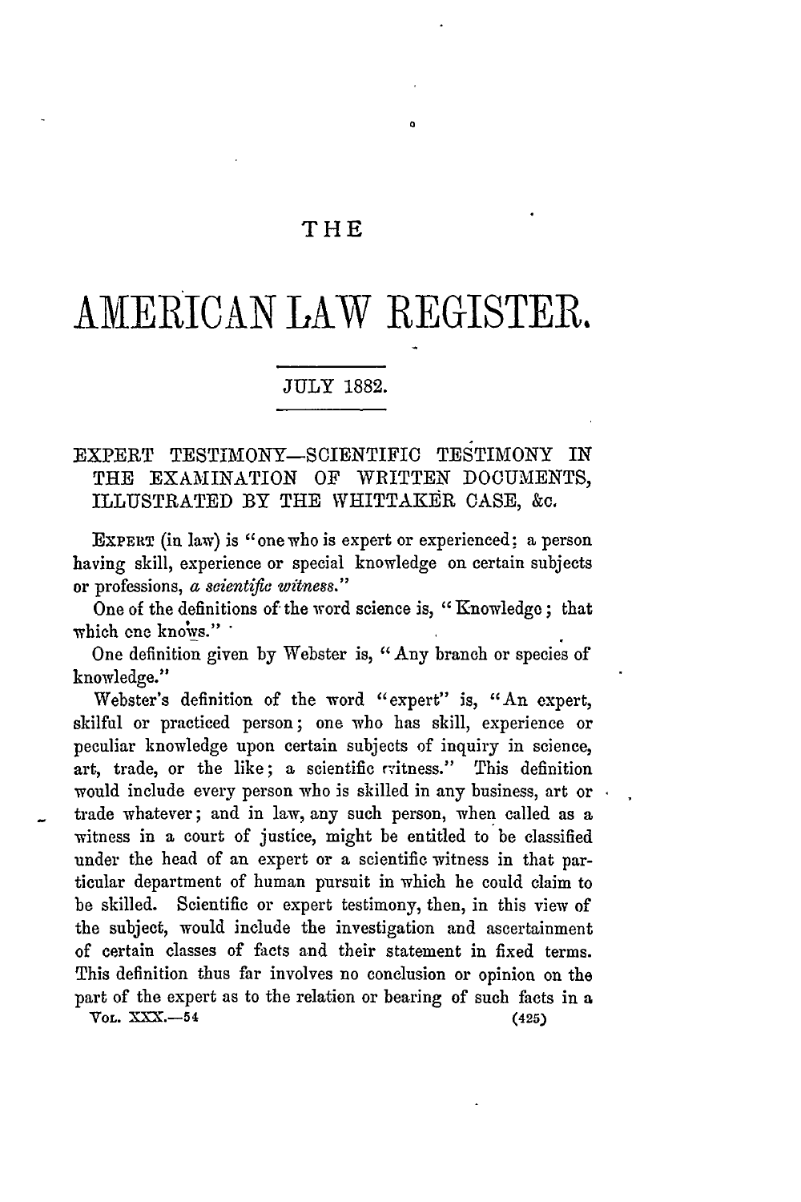# THE AMERICAN LAW REGISTER.

JULY 1882.

## EXPERT TESTIMONY—SCIENTIFIC TESTIMONY IN THE EXAMINATION OF WRITTEN DOCUMENTS, ILLUSTRATED BY THE WHITTAKER CASE, &c.

EXPERT (in law) is "one who is expert or experienced; a person having skill, experience or special knowledge on certain subjects or professions, *a scientific witness.*"

One of the definitions of the word science is, "Knowledge; that which one knows."

One definition given by Webster is, "Any branch or species of knowledge."

Webster's definition of the word "expert" is, "An expert, skilful or practiced person; one who has skill, experience or peculiar knowledge upon certain subjects of inquiry in science, art, trade, or the like; a scientific witness." This definition would include every person who is skilled in any business, art or trade whatever; and in law, any such person, when called as a witness in a court of justice, might be entitled to be classified under the head of an expert or a scientific witness in that particular department of human pursuit in which he could claim to be skilled. Scientific or expert testimony, then, in this view of the subject, would include the investigation and ascertainment of certain classes of facts and their statement in fixed terms. This definition thus far involves no conclusion or opinion on the part of the expert as to the relation or bearing of such facts in a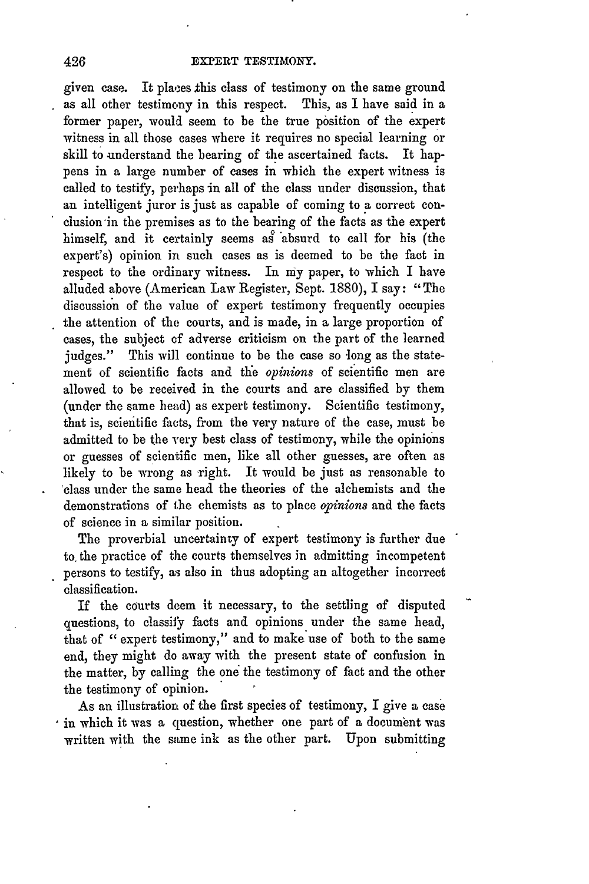given case. It places this class of testimony on the same ground as all other testimony in this respect. This, as I have said in a former paper, would seem to be the true position of the expert witness in all those cases where it requires no special learning or skill to understand the bearing of the ascertained facts. It happens in a large number of cases in which the expert witness is called to testify, perhaps in all of the class under discussion, that an intelligent juror is just as capable of coming to a correct conclusion in the premises as to the bearing of the facts as the expert himself, and it certainly seems as absurd to call for his (the expert's) opinion in such cases as is deemed to be the fact in respect to the ordinary witness. In my paper, to which I have alluded above (American Law Register, Sept. 1880), I say: "The discussion of the value of expert testimony frequently occupies the attention of the courts, and is made, in a large proportion of cases, the subject of adverse criticism on the part of the learned judges." This will continue to be the case so long as the statement of scientific facts and the *opinions* of scientific men are allowed to be received in the courts and are classified by them (under the same head) as expert testimony. Scientific testimony, that is, scientific facts, from the very nature of the case, must be admitted to be the very best class of testimony, while the opinions or guesses of scientific men, like all other guesses, are often as likely to be wrong as right. It would be just as reasonable to class under the same head the theories of the alchemists and the demonstrations of the chemists as to place *opinions* and the facts of science in a similar position.

The proverbial uncertainty of expert testimony is further due to the practice of the courts themselves in admitting incompetent persons to testify, as also in thus adopting an altogether incorrect classification.

If the courts deem it necessary, to the settling of disputed questions, to classify facts and opinions under the same head, that of "expert testimony," and to make use of both to the same end, they might do away with the present state of confusion in the matter, by calling the one the testimony of fact and the other the testimony of opinion.

As an illustration of the first species of testimony, I give a case in which it was a question, whether one part of a document was written with the same ink as the other part. Upon submitting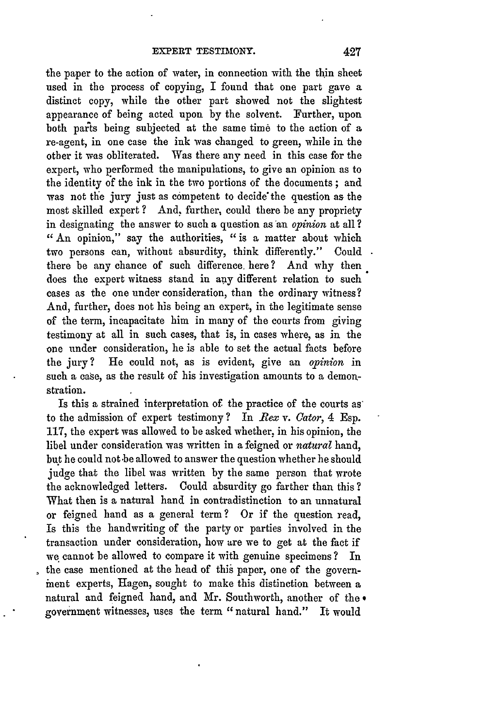the paper to the action of water, in connection with the thin sheet used in the process of copying, I found that one part gave a distinct copy, while the other part showed not the slightest appearance of being acted upon by the solvent. Further, upon both parts being subjected at the same time to the action of a re-agent, in one case the ink was changed to green, while in the other it was obliterated. Was there any need in this case for the expert, who performed the manipulations, to give an opinion as to the identity of the ink in the two portions of the documents; and was not the jury just as competent to decide the question as the most skilled expert? And, further, could there be any propriety in designating the answer to such a question as an *opinion* at all? "An opinion," say the authorities, "is a matter about which two persons can, without absurdity, think differently." Could there be any chance of such difference here? And why then does the expert witness stand in any different relation to such cases as the one under consideration, than the ordinary witness? And, further, does not his being an expert, in the legitimate sense of the term, incapacitate him in many of the courts from giving testimony at all in such cases, that is, in cases where, as in the one under consideration, he is able to set the actual facts before the jury? He could not, as is evident, give an *opinion* in such a case, as the result of his investigation amounts to a demonstration.

Is this a strained interpretation of the practice of the courts as to the admission of expert testimony? In *Rex* v. *Cator*, 4 Esp. 117, the expert was allowed to be asked whether, in his opinion, the libel under consideration was written in a feigned or *natural* hand, but he could not be allowed to answer the question whether he should judge that the libel was written by the same person that wrote the acknowledged letters. Could absurdity go farther than this? What then is a natural hand in contradistinction to an unnatural or feigned hand as a general term? Or if the question read, Is this the handwriting of the party or parties involved in the transaction under consideration, how are we to get at the fact if we cannot be allowed to compare it with genuine specimens? In the case mentioned at the head of this paper, one of the government experts, Hagen, sought to make this distinction between a natural and feigned hand, and Mr. Southworth, another of the government witnesses, uses the term "natural hand." It would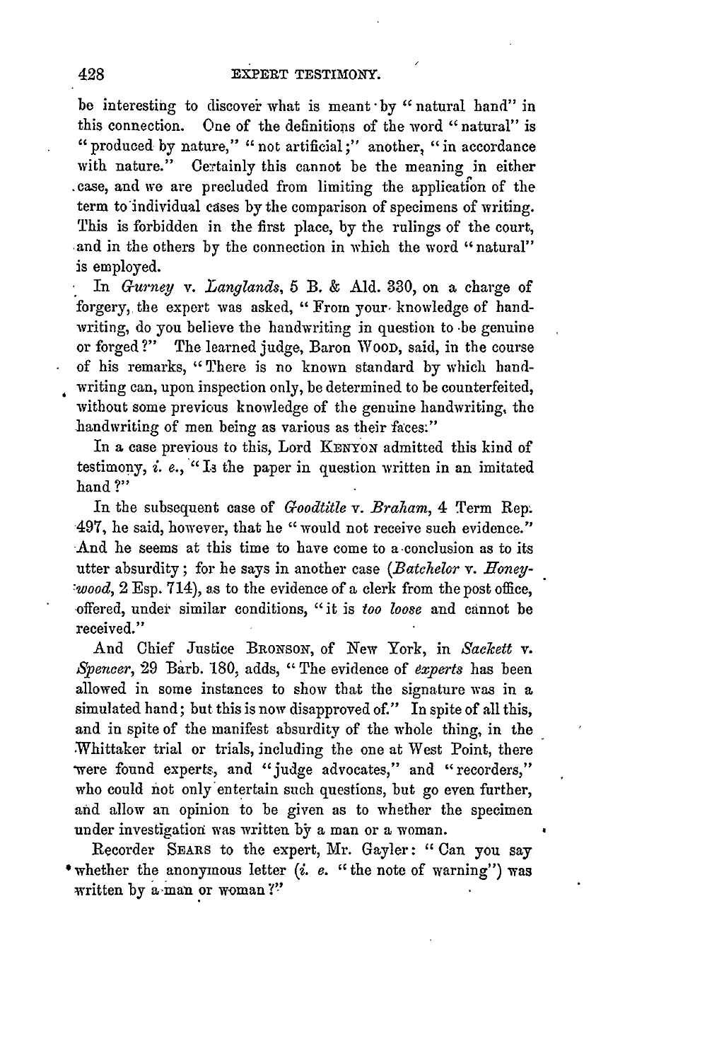be interesting to discover what is meant by "natural hand" in this connection. One of the definitions of the word "natural" is "produced by nature," "not artificial;" another, "in accordance with nature." Certainly this cannot be the meaning in either case, and we are precluded from limiting the application of the term to individual cases by the comparison of specimens of writing. This is forbidden in the first place, by the rulings of the court, and in the others by the connection in which the word "natural" is employed.

In *Gurney* v. *Langlands*, 5 B. & Ald. 330, on a charge of forgery, the expert was asked, "From your knowledge of handwriting, do you believe the handwriting in question to be genuine or forged?" The learned judge, Baron WOOD, said, in the course of his remarks, "There is no known standard by which handwriting can, upon inspection only, be determined to be counterfeited, without some previous knowledge of the genuine handwriting, the handwriting of men being as various as their faces."

In a case previous to this, Lord KENYON admitted this kind of testimony, *i. e.*, "Is the paper in question written in an imitated hand?"

In the subsequent case of *Goodtitle* v. *Braham*, 4 Term Rep. 497, he said, however, that he "would not receive such evidence." And he seems at this time to have come to a conclusion as to its utter absurdity; for he says in another case (*Batchelor* v. *Honeywood*, 2 Esp. 714), as to the evidence of a clerk from the post office, offered, under similar conditions, "it is *too loose* and cannot be received."

And Chief Justice BRONSON, of New York, in *Sackett* v. *Spencer*, 29 Barb. 180, adds, "The evidence of *experts* has been allowed in some instances to show that the signature was in a simulated hand; but this is now disapproved of." In spite of all this, and in spite of the manifest absurdity of the whole thing, in the Whittaker trial or trials, including the one at West Point, there were found experts, and "judge advocates," and "recorders," who could not only entertain such questions, but go even further, and allow an opinion to be given as to whether the specimen under investigation was written by a man or a woman.

Recorder SEARS to the expert, Mr. Gayler: "Can you say whether the anonymous letter (*i. e.* "the note of warning") was written by a man or woman?"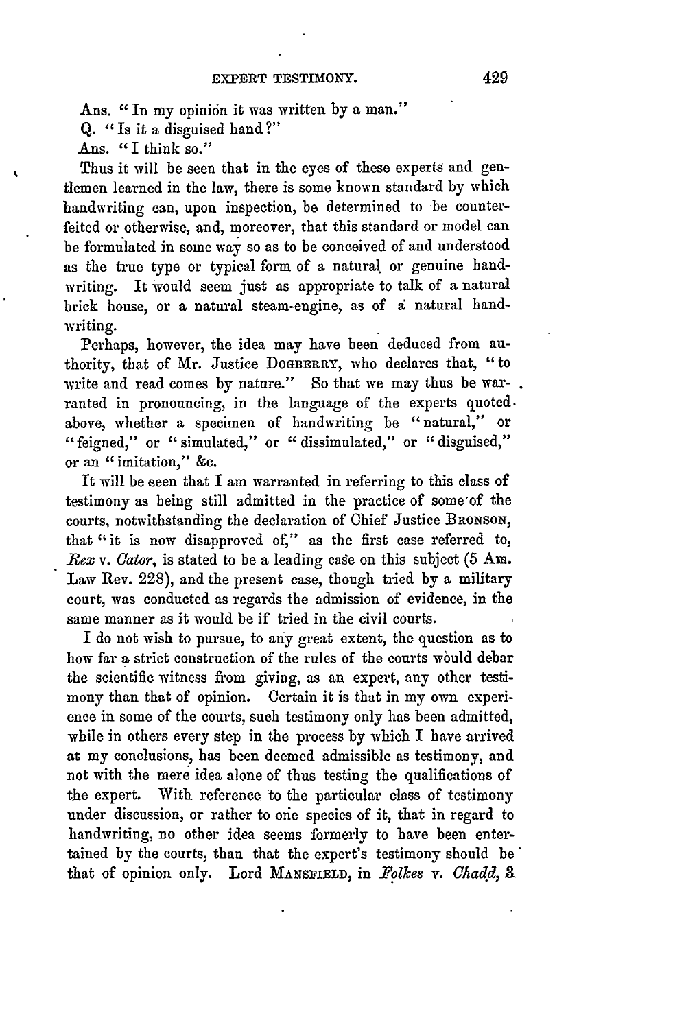Ans. "In my opinion it was written by a man."

Q. "Is it a disguised hand?"

Ans. "I think so."

Thus it will be seen that in the eyes of these experts and gentlemen learned in the law, there is some known standard by which handwriting can, upon inspection, be determined to be counterfeited or otherwise, and, moreover, that this standard or model can be formulated in some way so as to be conceived of and understood as the true type or typical form of a natural or genuine handwriting. It would seem just as appropriate to talk of a natural brick house, or a natural steam-engine, as of a natural handwriting.

Perhaps, however, the idea may have been deduced from authority, that of Mr. Justice DOGBERRY, who declares that, "to write and read comes by nature." So that we may thus be warranted in pronouncing, in the language of the experts quoted above, whether a specimen of handwriting be "natural," or "feigned," or "simulated," or "dissimulated," or "disguised," or an "imitation," &c.

It will be seen that I am warranted in referring to this class of testimony as being still admitted in the practice of some of the courts, notwithstanding the declaration of Chief Justice BRONSON, that "it is now disapproved of," as the first case referred to, *Rex* v. *Cator*, is stated to be a leading case on this subject (5 Am. Law Rev. 228), and the present case, though tried by a military court, was conducted as regards the admission of evidence, in the same manner as it would be if tried in the civil courts.

I do not wish to pursue, to any great extent, the question as to how far a strict construction of the rules of the courts would debar the scientific witness from giving, as an expert, any other testimony than that of opinion. Certain it is that in my own experience in some of the courts, such testimony only has been admitted, while in others every step in the process by which I have arrived at my conclusions, has been deemed admissible as testimony, and not with the mere idea alone of thus testing the qualifications of the expert. With reference to the particular class of testimony under discussion, or rather to one species of it, that in regard to handwriting, no other idea seems formerly to have been entertained by the courts, than that the expert's testimony should be that of opinion only. Lord MANSFIELD, in *Folkes* v. *Chadd*, 3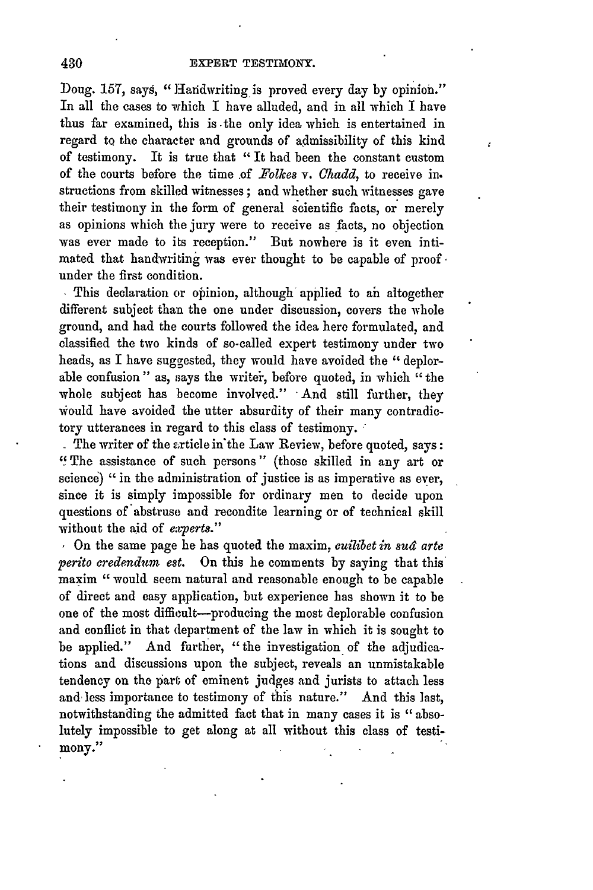Doug. 157, says, "Handwriting is proved every day by opinion." In all the cases to which I have alluded, and in all which I have thus far examined, this is the only idea which is entertained in regard to the character and grounds of admissibility of this kind of testimony. It is true that "It had been the constant custom of the courts before the time of *Folkes* v. *Chadd*, to receive instructions from skilled witnesses; and whether such witnesses gave their testimony in the form of general scientific facts, or merely as opinions which the jury were to receive as facts, no objection was ever made to its reception." But nowhere is it even intimated that handwriting was ever thought to be capable of proof under the first condition.

This declaration or opinion, although applied to an altogether different subject than the one under discussion, covers the whole ground, and had the courts followed the idea here formulated, and classified the two kinds of so-called expert testimony under two heads, as I have suggested, they would have avoided the "deplorable confusion" as, says the writer, before quoted, in which "the whole subject has become involved." And still further, they would have avoided the utter absurdity of their many contradictory utterances in regard to this class of testimony.

The writer of the article in the Law Review, before quoted, says: "The assistance of such persons" (those skilled in any art or science) "in the administration of justice is as imperative as ever, since it is simply impossible for ordinary men to decide upon questions of abstruse and recondite learning or of technical skill without the aid of *experts*."

On the same page he has quoted the maxim, *cuilibet in suâ arte perito credendum est.* On this he comments by saying that this maxim "would seem natural and reasonable enough to be capable of direct and easy application, but experience has shown it to be one of the most difficult—producing the most deplorable confusion and conflict in that department of the law in which it is sought to be applied." And further, "the investigation of the adjudications and discussions upon the subject, reveals an unmistakable tendency on the part of eminent judges and jurists to attach less and less importance to testimony of this nature." And this last, notwithstanding the admitted fact that in many cases it is "absolutely impossible to get along at all without this class of testimony."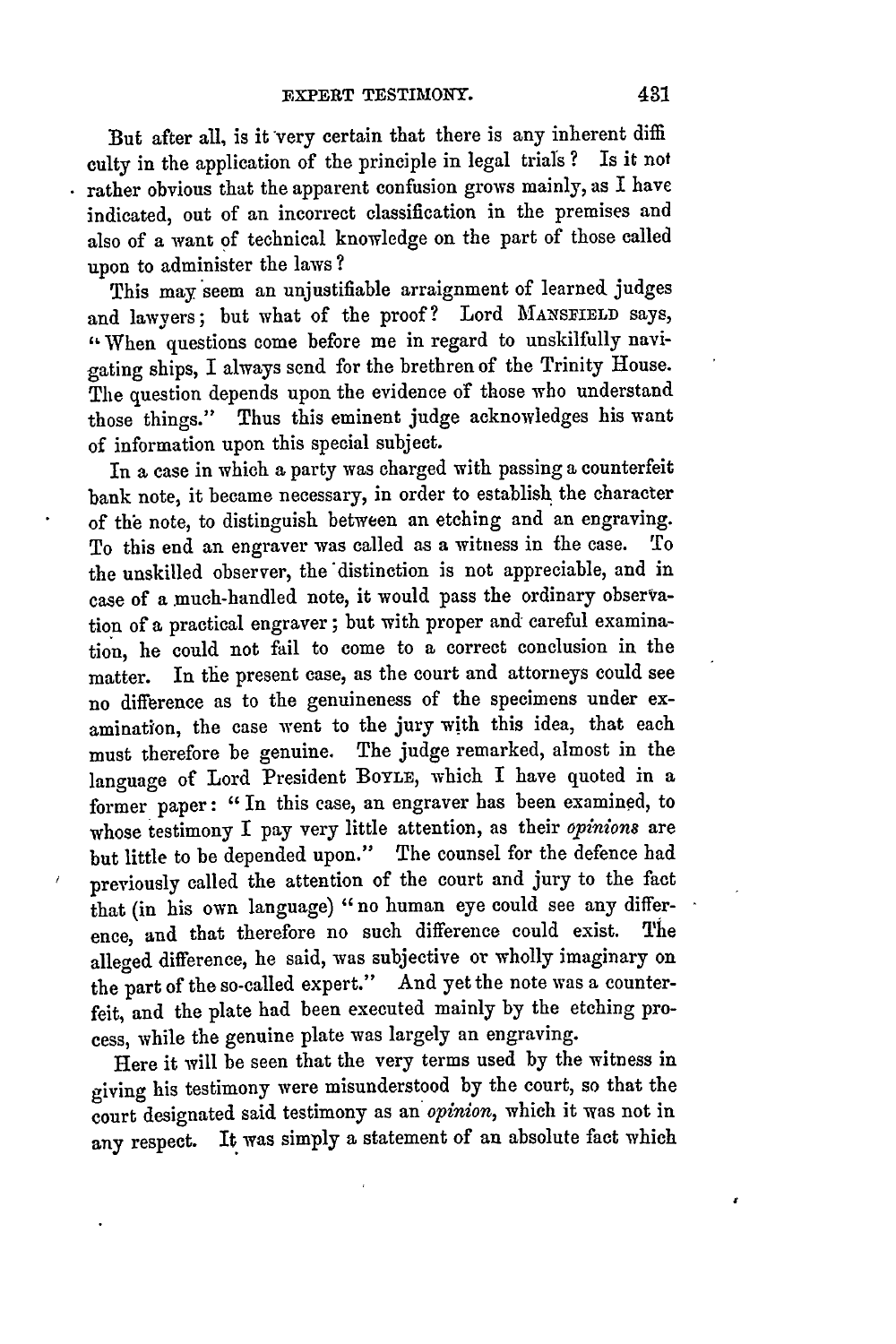But after all, is it very certain that there is any inherent difficulty in the application of the principle in legal trials? Is it not rather obvious that the apparent confusion grows mainly, as I have indicated, out of an incorrect classification in the premises and also of a want of technical knowledge on the part of those called upon to administer the laws?

This may seem an unjustifiable arraignment of learned judges and lawyers; but what of the proof? Lord MANSFIELD says, "When questions come before me in regard to unskilfully navigating ships, I always send for the brethren of the Trinity House. The question depends upon the evidence of those who understand those things." Thus this eminent judge acknowledges his want of information upon this special subject.

In a case in which a party was charged with passing a counterfeit bank note, it became necessary, in order to establish the character of the note, to distinguish between an etching and an engraving. To this end an engraver was called as a witness in the case. To the unskilled observer, the distinction is not appreciable, and in case of a much-handled note, it would pass the ordinary observation of a practical engraver; but with proper and careful examination, he could not fail to come to a correct conclusion in the matter. In the present case, as the court and attorneys could see no difference as to the genuineness of the specimens under examination, the case went to the jury with this idea, that each must therefore be genuine. The judge remarked, almost in the language of Lord President BOYLE, which I have quoted in a former paper: "In this case, an engraver has been examined, to whose testimony I pay very little attention, as their *opinions* are but little to be depended upon." The counsel for the defence had previously called the attention of the court and jury to the fact that (in his own language) "no human eye could see any difference, and that therefore no such difference could exist. The alleged difference, he said, was subjective or wholly imaginary on the part of the so-called expert." And yet the note was a counterfeit, and the plate had been executed mainly by the etching process, while the genuine plate was largely an engraving.

Here it will be seen that the very terms used by the witness in giving his testimony were misunderstood by the court, so that the court designated said testimony as an *opinion*, which it was not in any respect. It was simply a statement of an absolute fact which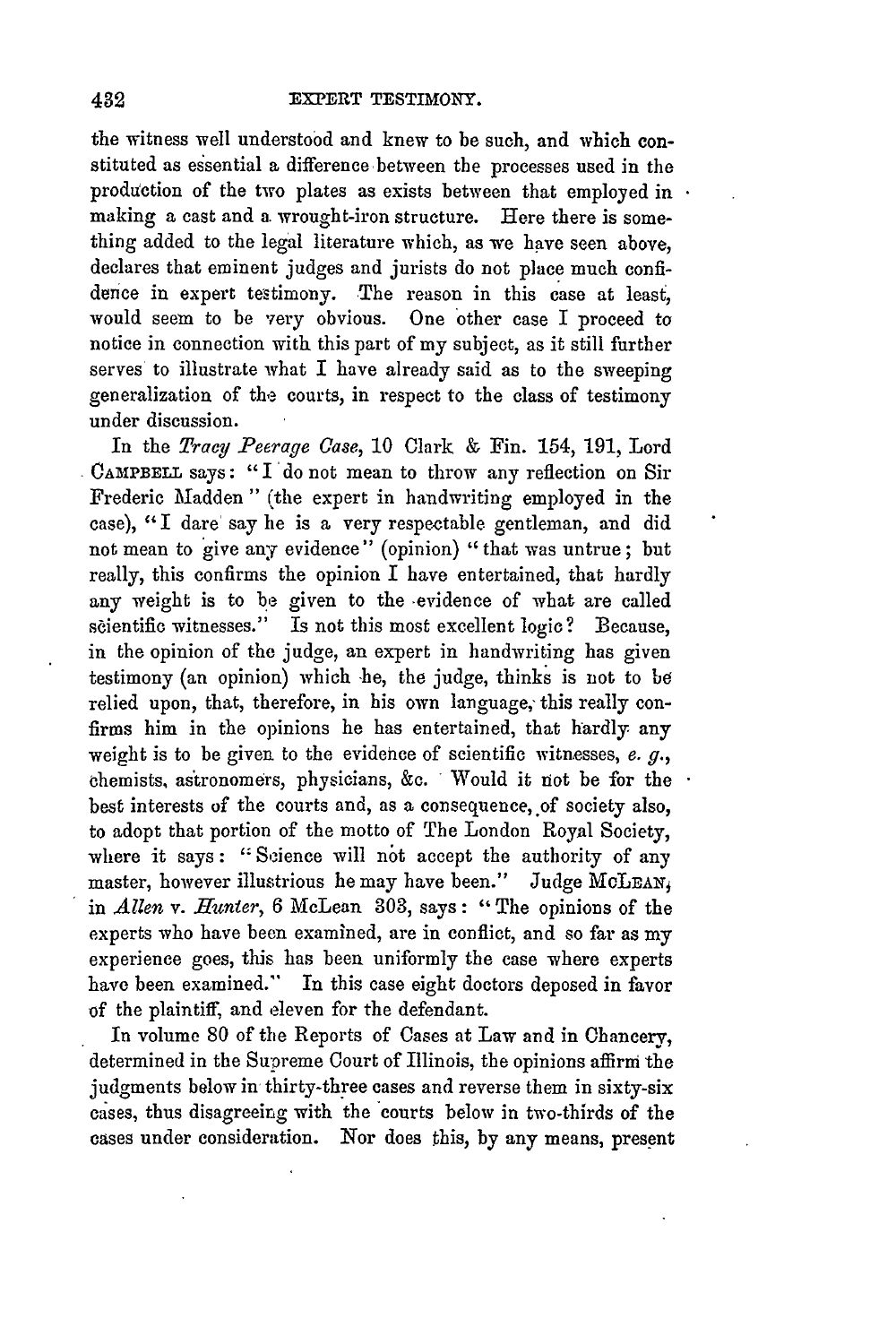the witness well understood and knew to be such, and which constituted as essential a difference between the processes used in the production of the two plates as exists between that employed in making a cast and a wrought-iron structure. Here there is something added to the legal literature which, as we have seen above, declares that eminent judges and jurists do not place much confidence in expert testimony. The reason in this case at least, would seem to be very obvious. One other case I proceed to notice in connection with this part of my subject, as it still further serves to illustrate what I have already said as to the sweeping generalization of the courts, in respect to the class of testimony under discussion.

In the *Tracy Peerage Case*, 10 Clark & Fin. 154, 191, Lord CAMPBELL says: "I do not mean to throw any reflection on Sir Frederic Madden" (the expert in handwriting employed in the case), "I dare say he is a very respectable gentleman, and did not mean to give any evidence" (opinion) "that was untrue; but really, this confirms the opinion I have entertained, that hardly any weight is to be given to the evidence of what are called scientific witnesses." Is not this most excellent logic? Because, in the opinion of the judge, an expert in handwriting has given testimony (an opinion) which he, the judge, thinks is not to be relied upon, that, therefore, in his own language, this really confirms him in the opinions he has entertained, that hardly any weight is to be given to the evidence of scientific witnesses, *e. g.*, chemists, astronomers, physicians, &c. Would it not be for the best interests of the courts and, as a consequence, of society also, to adopt that portion of the motto of The London Royal Society, where it says: "Science will not accept the authority of any master, however illustrious he may have been." Judge McLEAN, in *Allen* v. *Hunter*, 6 McLean 303, says: "The opinions of the experts who have been examined, are in conflict, and so far as my experience goes, this has been uniformly the case where experts have been examined." In this case eight doctors deposed in favor of the plaintiff, and eleven for the defendant.

In volume 80 of the Reports of Cases at Law and in Chancery, determined in the Supreme Court of Illinois, the opinions affirm the judgments below in thirty-three cases and reverse them in sixty-six cases, thus disagreeing with the courts below in two-thirds of the cases under consideration. Nor does this, by any means, present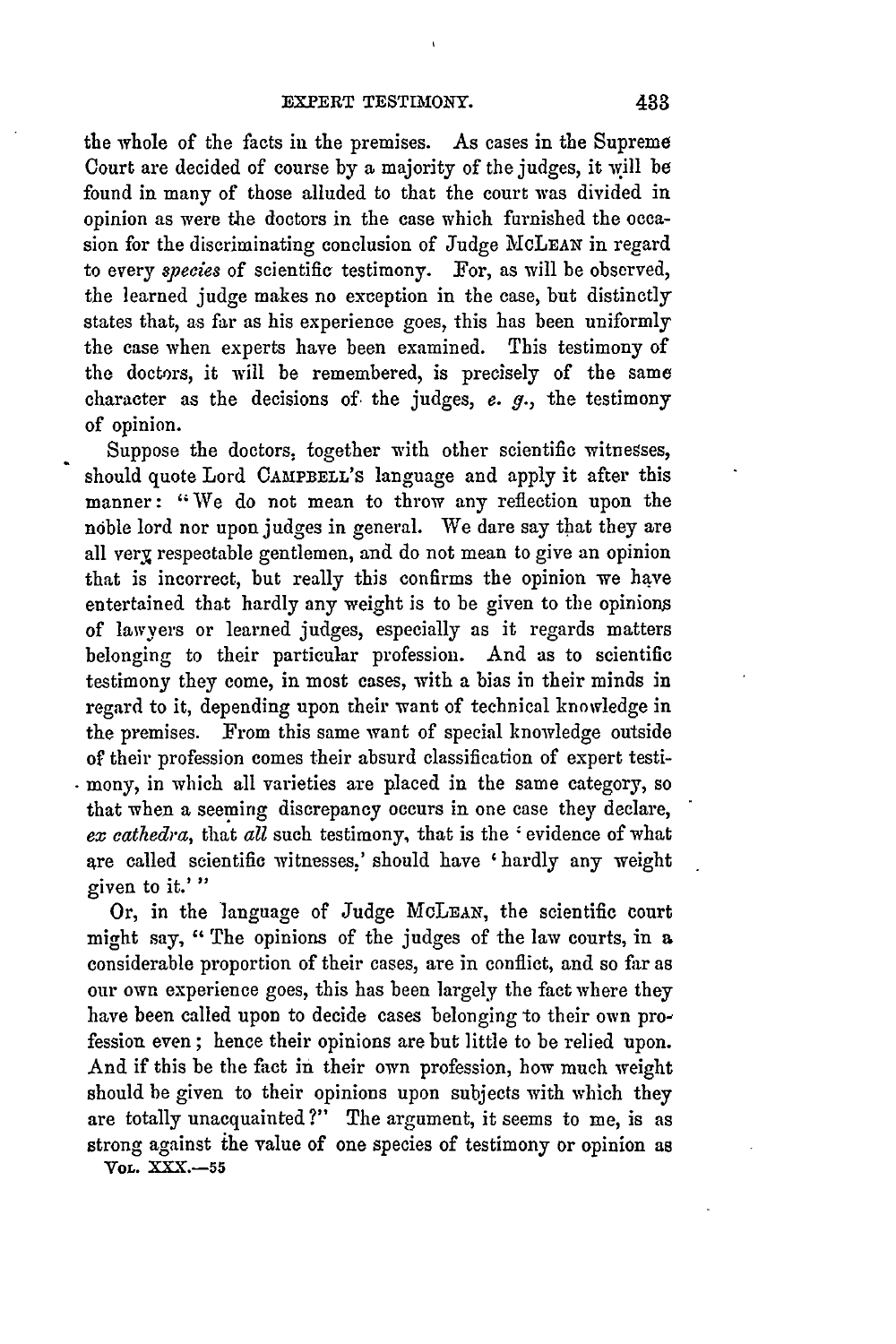the whole of the facts in the premises. As cases in the Supreme Court are decided of course by a majority of the judges, it will be found in many of those alluded to that the court was divided in opinion as were the doctors in the case which furnished the occasion for the discriminating conclusion of Judge McLEAN in regard to every *species* of scientific testimony. For, as will be observed, the learned judge makes no exception in the case, but distinctly states that, as far as his experience goes, this has been uniformly the case when experts have been examined. This testimony of the doctors, it will be remembered, is precisely of the same character as the decisions of the judges, *e. g.*, the testimony of opinion.

Suppose the doctors, together with other scientific witnesses, should quote Lord CAMPBELL'S language and apply it after this manner: "We do not mean to throw any reflection upon the noble lord nor upon judges in general. We dare say that they are all very respectable gentlemen, and do not mean to give an opinion that is incorrect, but really this confirms the opinion we have entertained that hardly any weight is to be given to the opinions of lawyers or learned judges, especially as it regards matters belonging to their particular profession. And as to scientific testimony they come, in most cases, with a bias in their minds in regard to it, depending upon their want of technical knowledge in the premises. From this same want of special knowledge outside of their profession comes their absurd classification of expert testimony, in which all varieties are placed in the same category, so that when a seeming discrepancy occurs in one case they declare, *ex cathedra*, that *all* such testimony, that is the 'evidence of what are called scientific witnesses,' should have 'hardly any weight given to it.'"

Or, in the language of Judge McLEAN, the scientific court might say, "The opinions of the judges of the law courts, in a considerable proportion of their cases, are in conflict, and so far as our own experience goes, this has been largely the fact where they have been called upon to decide cases belonging to their own profession even; hence their opinions are but little to be relied upon. And if this be the fact in their own profession, how much weight should be given to their opinions upon subjects with which they are totally unacquainted?" The argument, it seems to me, is as strong against the value of one species of testimony or opinion as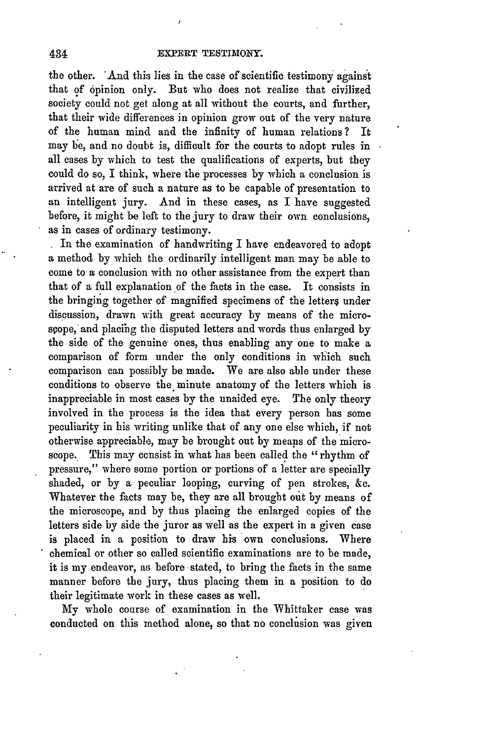the other. And this lies in the case of scientific testimony against that of opinion only. But who does not realize that civilized society could not get along at all without the courts, and further, that their wide differences in opinion grow out of the very nature of the human mind and the infinity of human relations? It may be, and no doubt is, difficult for the courts to adopt rules in all cases by which to test the qualifications of experts, but they could do so, I think, where the processes by which a conclusion is arrived at are of such a nature as to be capable of presentation to an intelligent jury. And in these cases, as I have suggested before, it might be left to the jury to draw their own conclusions, as in cases of ordinary testimony.

In the examination of handwriting I have endeavored to adopt a method by which the ordinarily intelligent man may be able to come to a conclusion with no other assistance from the expert than that of a full explanation of the facts in the case. It consists in the bringing together of magnified specimens of the letters under discussion, drawn with great accuracy by means of the microscope, and placing the disputed letters and words thus enlarged by the side of the genuine ones, thus enabling any one to make a comparison of form under the only conditions in which such comparison can possibly be made. We are also able under these conditions to observe the minute anatomy of the letters which is inappreciable in most cases by the unaided eye. The only theory involved in the process is the idea that every person has some peculiarity in his writing unlike that of any one else which, if not otherwise appreciable, may be brought out by means of the microscope. This may consist in what has been called the "rhythm of pressure," where some portion or portions of a letter are specially shaded, or by a peculiar looping, curving of pen strokes, &c. Whatever the facts may be, they are all brought out by means of the microscope, and by thus placing the enlarged copies of the letters side by side the juror as well as the expert in a given case is placed in a position to draw his own conclusions. Where chemical or other so called scientific examinations are to be made, it is my endeavor, as before stated, to bring the facts in the same manner before the jury, thus placing them in a position to do their legitimate work in these cases as well.

My whole course of examination in the Whittaker case was conducted on this method alone, so that no conclusion was given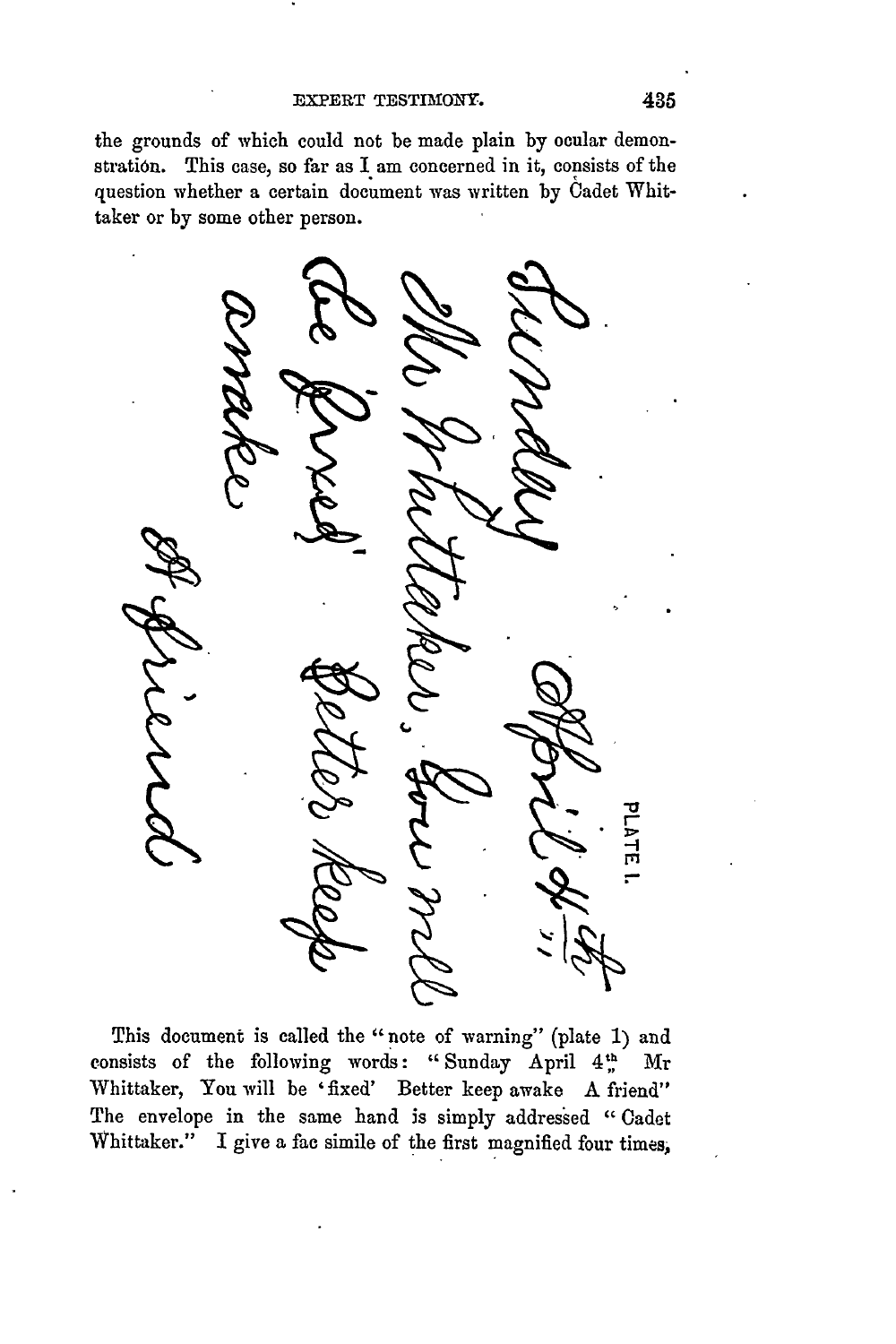the grounds of which could not be made plain by ocular demonstration. This case, so far as I am concerned in it, consists of the question whether a certain document was written by Cadet Whittaker or by some other person.

PLATE I.

This document is called the "note of warning" (plate 1) and consists of the following words: "Sunday April 4th Mr Whittaker, You will be 'fixed' Better keep awake A friend" The envelope in the same hand is simply addressed "Cadet Whittaker." I give a fac simile of the first magnified four times,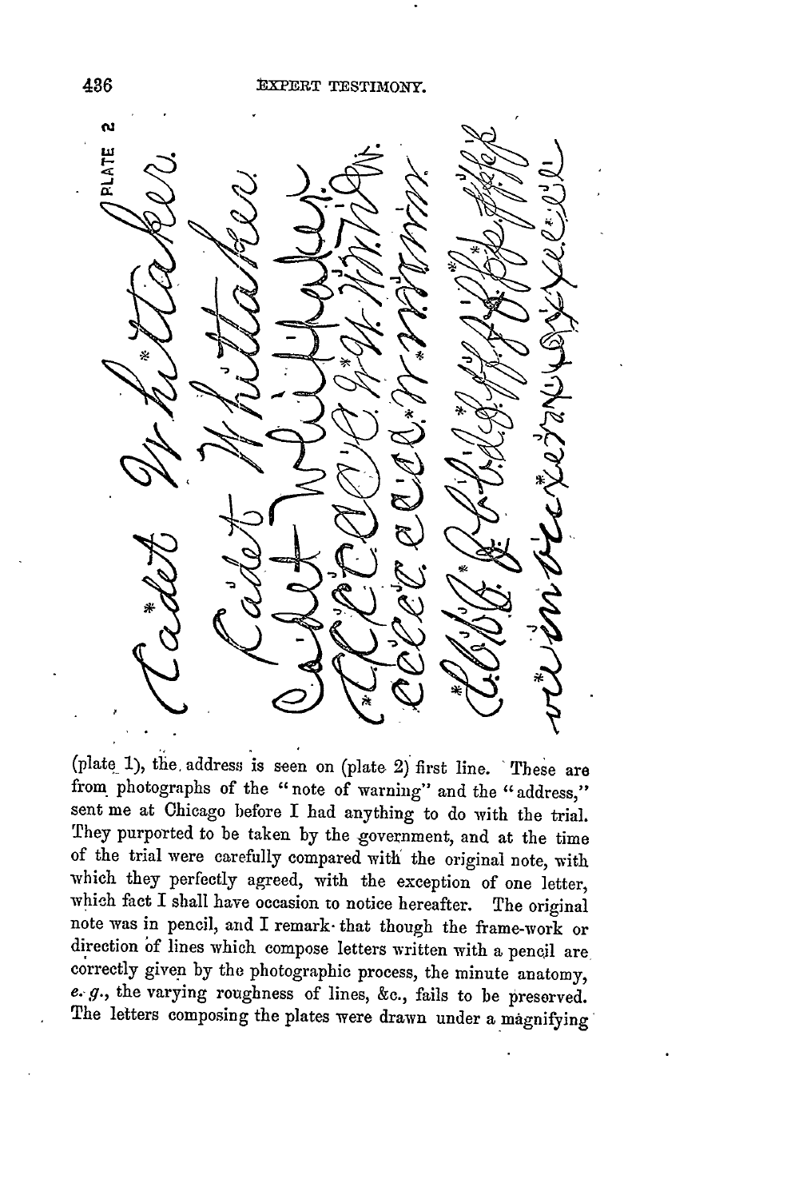PLATE 2

Cadet Whittaker.

Cadet Whittaker.

(plate 1), the address is seen on (plate 2) first line. These are from photographs of the "note of warning" and the "address," sent me at Chicago before I had anything to do with the trial. They purported to be taken by the government, and at the time of the trial were carefully compared with the original note, with which they perfectly agreed, with the exception of one letter, which fact I shall have occasion to notice hereafter. The original note was in pencil, and I remark that though the frame-work or direction of lines which compose letters written with a pencil are correctly given by the photographic process, the minute anatomy, *e. g.*, the varying roughness of lines, &c., fails to be preserved. The letters composing the plates were drawn under a magnifying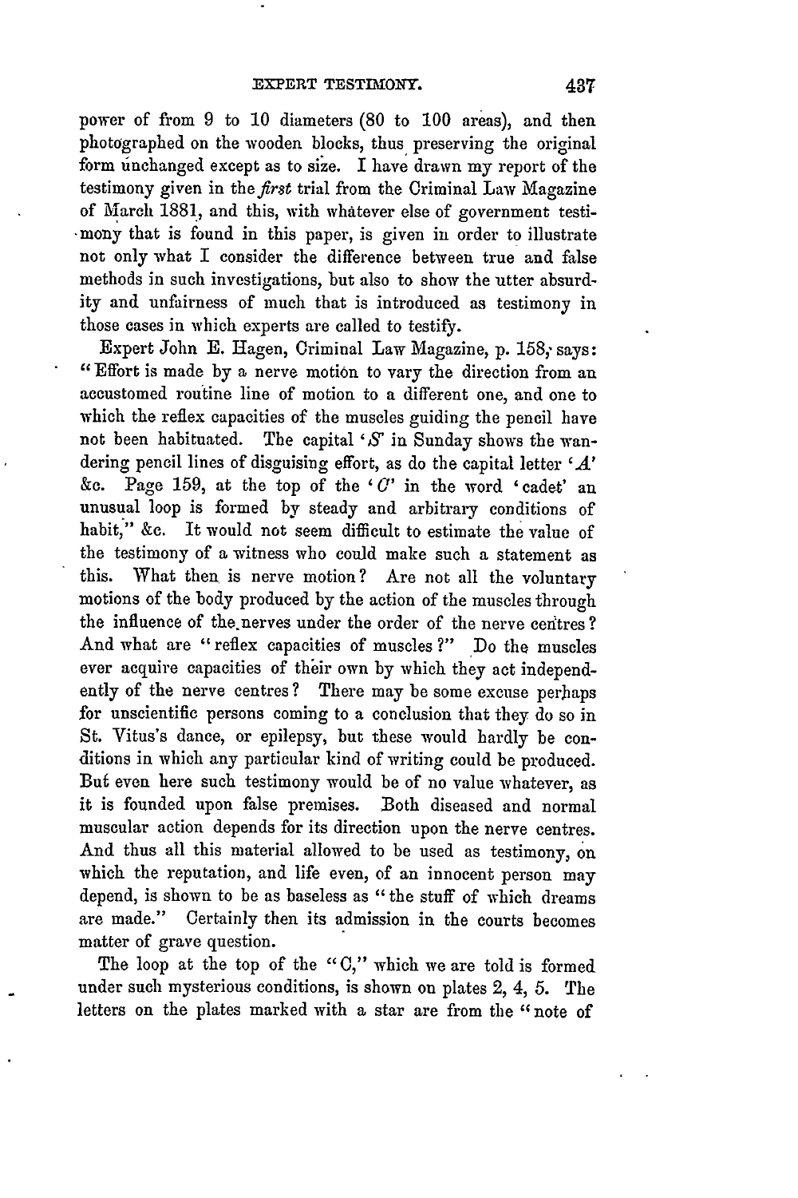power of from 9 to 10 diameters (80 to 100 areas), and then photographed on the wooden blocks, thus preserving the original form unchanged except as to size. I have drawn my report of the testimony given in the *first* trial from the Criminal Law Magazine of March 1881, and this, with whatever else of government testimony that is found in this paper, is given in order to illustrate not only what I consider the difference between true and false methods in such investigations, but also to show the utter absurdity and unfairness of much that is introduced as testimony in those cases in which experts are called to testify.

Expert John E. Hagen, Criminal Law Magazine, p. 158, says: "Effort is made by a nerve motion to vary the direction from an accustomed routine line of motion to a different one, and one to which the reflex capacities of the muscles guiding the pencil have not been habituated. The capital '*S*' in Sunday shows the wandering pencil lines of disguising effort, as do the capital letter '*A*' &c. Page 159, at the top of the '*C*' in the word 'cadet' an unusual loop is formed by steady and arbitrary conditions of habit," &c. It would not seem difficult to estimate the value of the testimony of a witness who could make such a statement as this. What then is nerve motion? Are not all the voluntary motions of the body produced by the action of the muscles through the influence of the nerves under the order of the nerve centres? And what are "reflex capacities of muscles?" Do the muscles ever acquire capacities of their own by which they act independently of the nerve centres? There may be some excuse perhaps for unscientific persons coming to a conclusion that they do so in St. Vitus's dance, or epilepsy, but these would hardly be conditions in which any particular kind of writing could be produced. But even here such testimony would be of no value whatever, as it is founded upon false premises. Both diseased and normal muscular action depends for its direction upon the nerve centres. And thus all this material allowed to be used as testimony, on which the reputation, and life even, of an innocent person may depend, is shown to be as baseless as "the stuff of which dreams are made." Certainly then its admission in the courts becomes matter of grave question.

The loop at the top of the "C," which we are told is formed under such mysterious conditions, is shown on plates 2, 4, 5. The letters on the plates marked with a star are from the "note of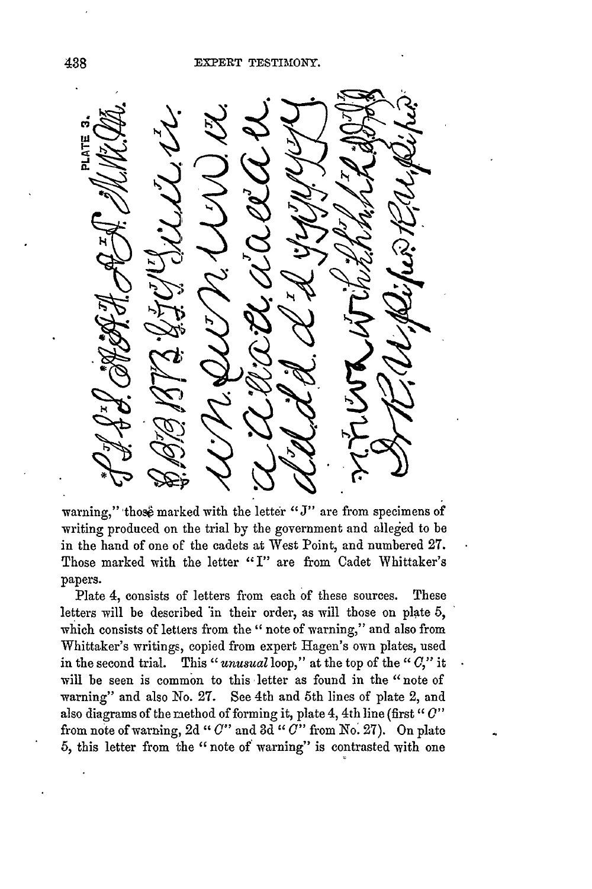PLATE 3.

warning," those marked with the letter "J" are from specimens of writing produced on the trial by the government and alleged to be in the hand of one of the cadets at West Point, and numbered 27. Those marked with the letter "I" are from Cadet Whittaker's papers.

Plate 4, consists of letters from each of these sources. These letters will be described in their order, as will those on plate 5, which consists of letters from the "note of warning," and also from Whittaker's writings, copied from expert Hagen's own plates, used in the second trial. This "*unusual* loop," at the top of the "*C*," it will be seen is common to this letter as found in the "note of warning" and also No. 27. See 4th and 5th lines of plate 2, and also diagrams of the method of forming it, plate 4, 4th line (first "*C*" from note of warning, 2d "*C*" and 3d "*C*" from No. 27). On plate 5, this letter from the "note of warning" is contrasted with one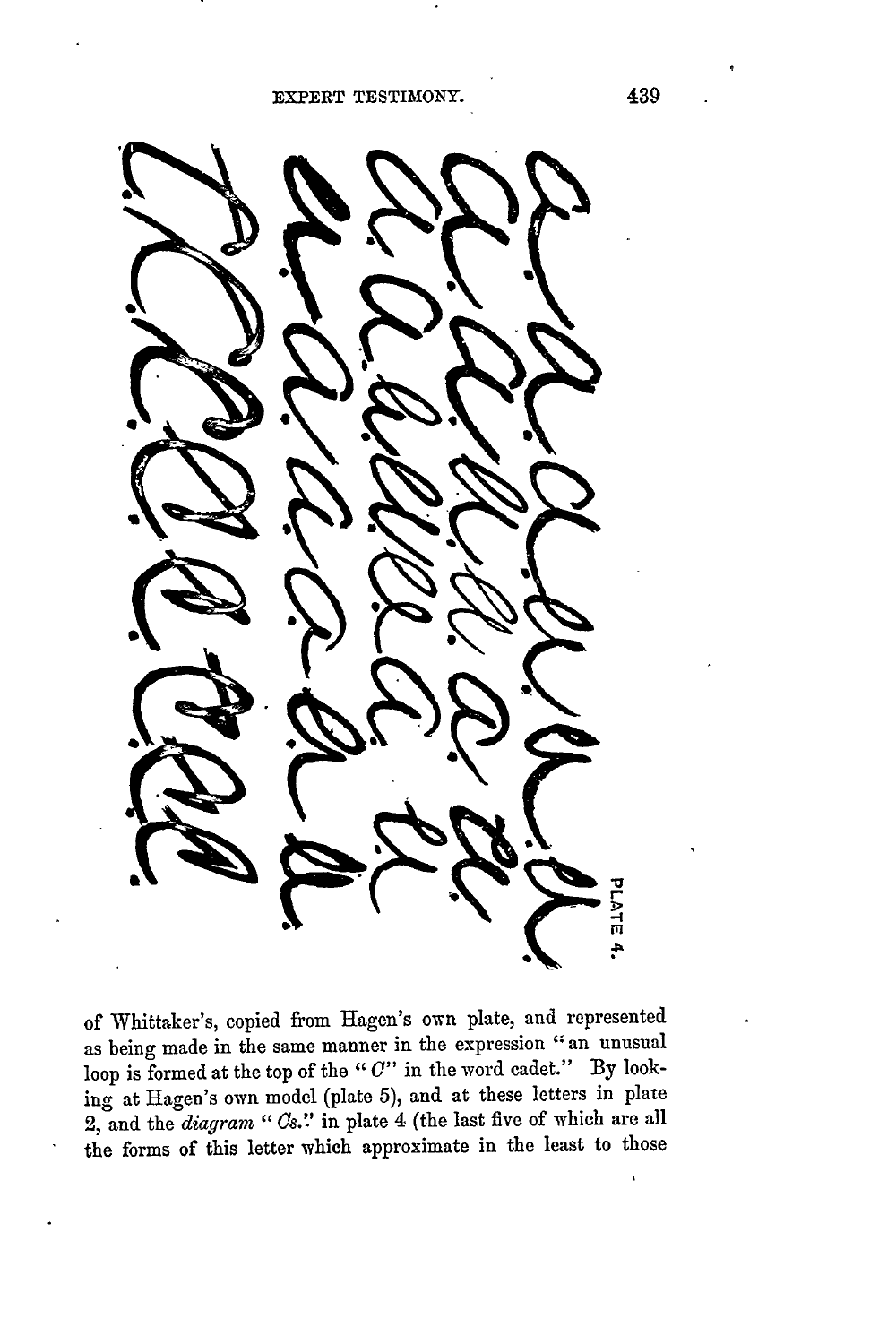PLATE 4.

of Whittaker's, copied from Hagen's own plate, and represented as being made in the same manner in the expression "an unusual loop is formed at the top of the "*C*" in the word cadet." By looking at Hagen's own model (plate 5), and at these letters in plate 2, and the *diagram* "*Cs*." in plate 4 (the last five of which are all the forms of this letter which approximate in the least to those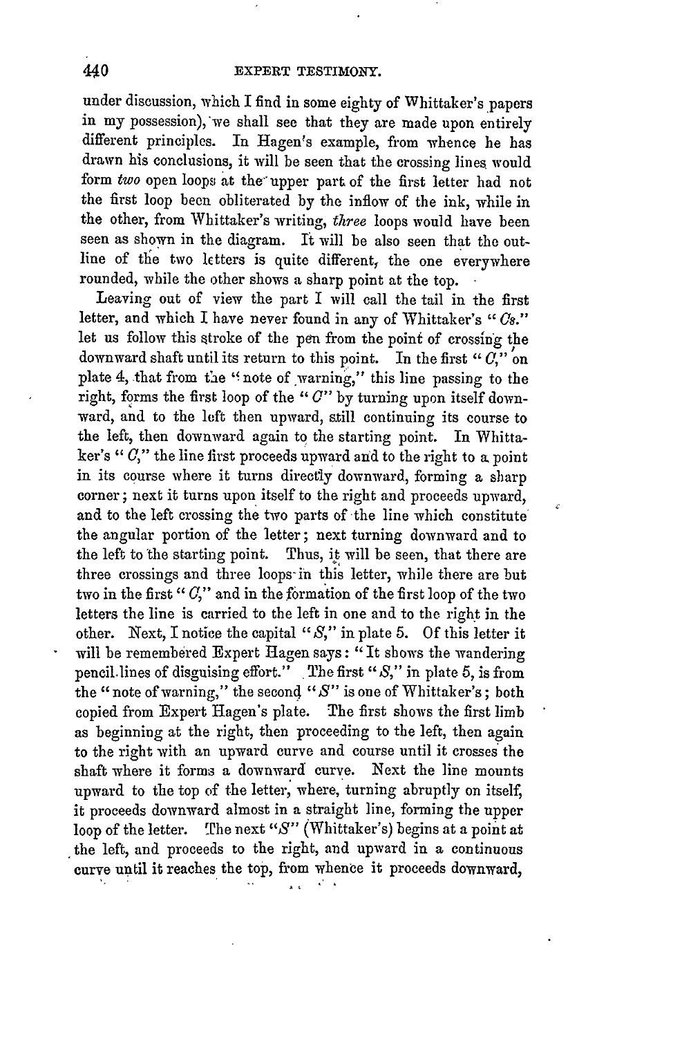under discussion, which I find in some eighty of Whittaker's papers in my possession), we shall see that they are made upon entirely different principles. In Hagen's example, from whence he has drawn his conclusions, it will be seen that the crossing lines would form *two* open loops at the upper part of the first letter had not the first loop been obliterated by the inflow of the ink, while in the other, from Whittaker's writing, *three* loops would have been seen as shown in the diagram. It will be also seen that the outline of the two letters is quite different, the one everywhere rounded, while the other shows a sharp point at the top.

Leaving out of view the part I will call the tail in the first letter, and which I have never found in any of Whittaker's "*C*s." let us follow this stroke of the pen from the point of crossing the downward shaft until its return to this point. In the first "*C*," on plate 4, that from the "note of warning," this line passing to the right, forms the first loop of the "*C*" by turning upon itself downward, and to the left then upward, still continuing its course to the left, then downward again to the starting point. In Whittaker's "*C*," the line first proceeds upward and to the right to a point in its course where it turns directly downward, forming a sharp corner; next it turns upon itself to the right and proceeds upward, and to the left crossing the two parts of the line which constitute the angular portion of the letter; next turning downward and to the left to the starting point. Thus, it will be seen, that there are three crossings and three loops in this letter, while there are but two in the first "*C*," and in the formation of the first loop of the two letters the line is carried to the left in one and to the right in the other. Next, I notice the capital "*S*," in plate 5. Of this letter it will be remembered Expert Hagen says: "It shows the wandering pencil lines of disguising effort." The first "*S*," in plate 5, is from the "note of warning," the second "*S*" is one of Whittaker's; both copied from Expert Hagen's plate. The first shows the first limb as beginning at the right, then proceeding to the left, then again to the right with an upward curve and course until it crosses the shaft where it forms a downward curve. Next the line mounts upward to the top of the letter, where, turning abruptly on itself, it proceeds downward almost in a straight line, forming the upper loop of the letter. The next "*S*" (Whittaker's) begins at a point at the left, and proceeds to the right, and upward in a continuous curve until it reaches the top, from whence it proceeds downward,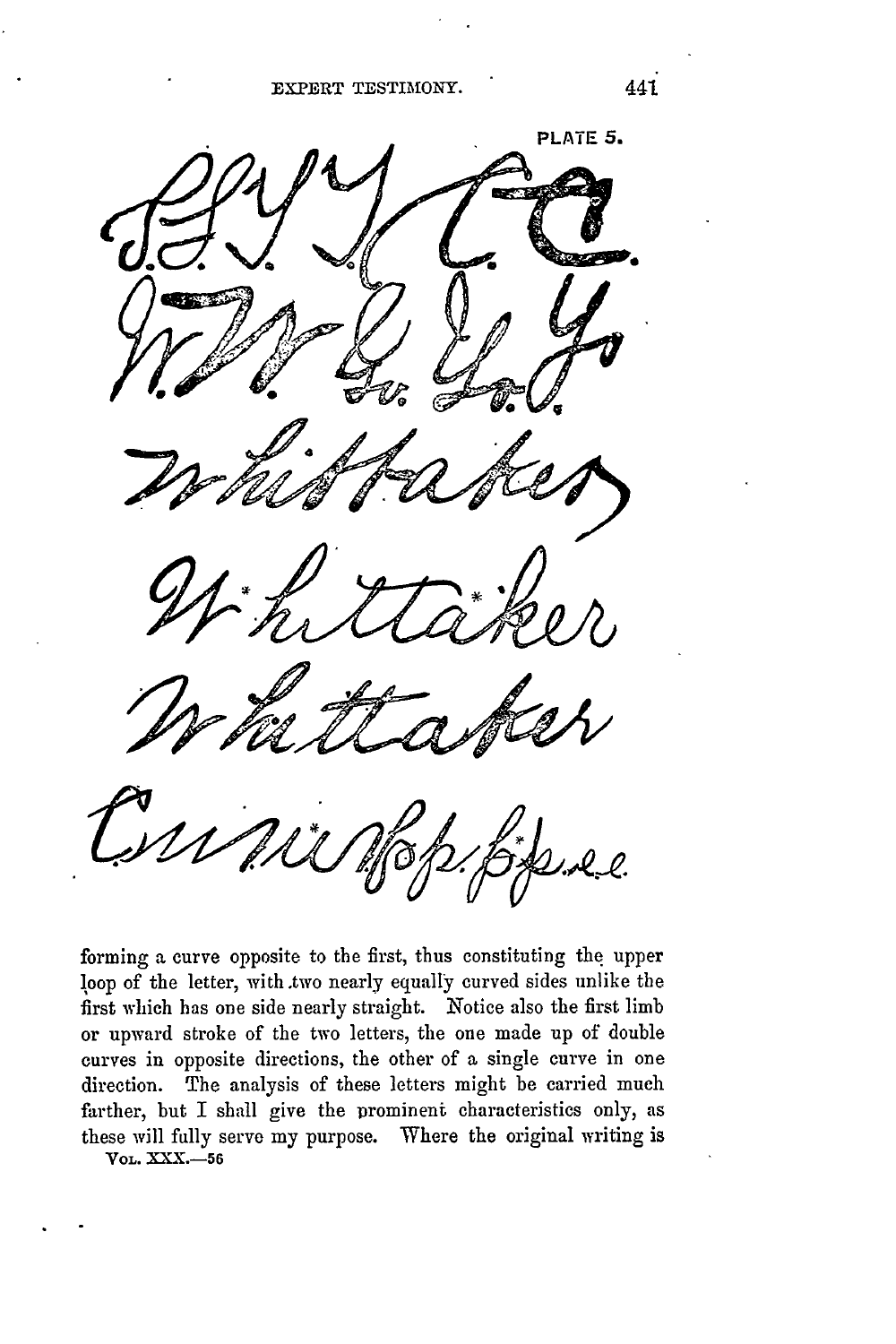PLATE 5.

forming a curve opposite to the first, thus constituting the upper loop of the letter, with two nearly equally curved sides unlike the first which has one side nearly straight. Notice also the first limb or upward stroke of the two letters, the one made up of double curves in opposite directions, the other of a single curve in one direction. The analysis of these letters might be carried much farther, but I shall give the prominent characteristics only, as these will fully serve my purpose. Where the original writing is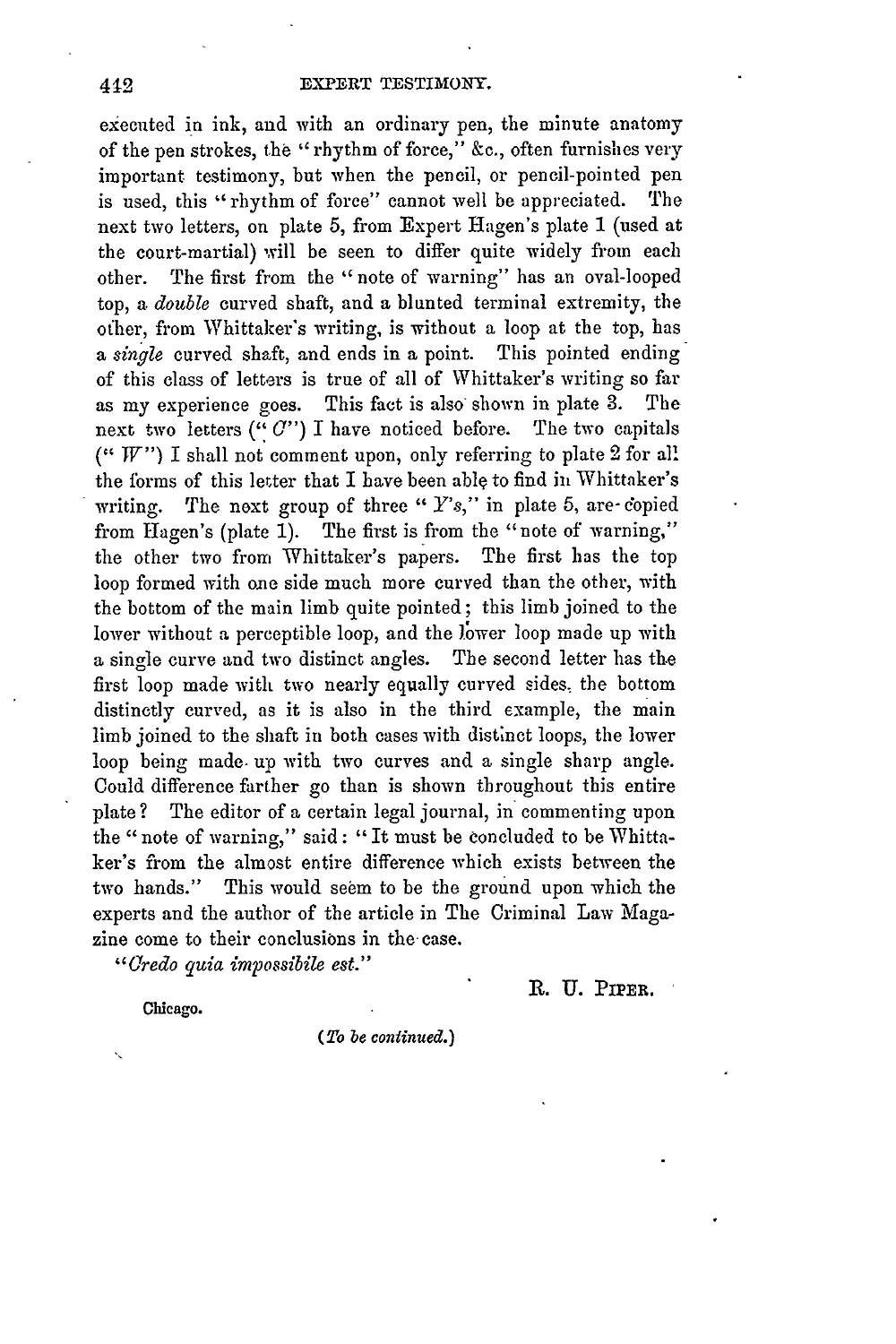executed in ink, and with an ordinary pen, the minute anatomy of the pen strokes, the "rhythm of force," &c., often furnishes very important testimony, but when the pencil, or pencil-pointed pen is used, this "rhythm of force" cannot well be appreciated. The next two letters, on plate 5, from Expert Hagen's plate 1 (used at the court-martial) will be seen to differ quite widely from each other. The first from the "note of warning" has an oval-looped top, a *double* curved shaft, and a blunted terminal extremity, the other, from Whittaker's writing, is without a loop at the top, has a *single* curved shaft, and ends in a point. This pointed ending of this class of letters is true of all of Whittaker's writing so far as my experience goes. This fact is also shown in plate 3. The next two letters ("*C*") I have noticed before. The two capitals ("*W*") I shall not comment upon, only referring to plate 2 for all the forms of this letter that I have been able to find in Whittaker's writing. The next group of three "*Y's*," in plate 5, are copied from Hagen's (plate 1). The first is from the "note of warning," the other two from Whittaker's papers. The first has the top loop formed with one side much more curved than the other, with the bottom of the main limb quite pointed; this limb joined to the lower without a perceptible loop, and the lower loop made up with a single curve and two distinct angles. The second letter has the first loop made with two nearly equally curved sides, the bottom distinctly curved, as it is also in the third example, the main limb joined to the shaft in both cases with distinct loops, the lower loop being made up with two curves and a single sharp angle. Could difference farther go than is shown throughout this entire plate? The editor of a certain legal journal, in commenting upon the "note of warning," said: "It must be concluded to be Whittaker's from the almost entire difference which exists between the two hands." This would seem to be the ground upon which the experts and the author of the article in The Criminal Law Magazine come to their conclusions in the case.

"*Credo quia impossibile est.*"

R. U. PIPER.

Chicago.

(*To be continued.*)